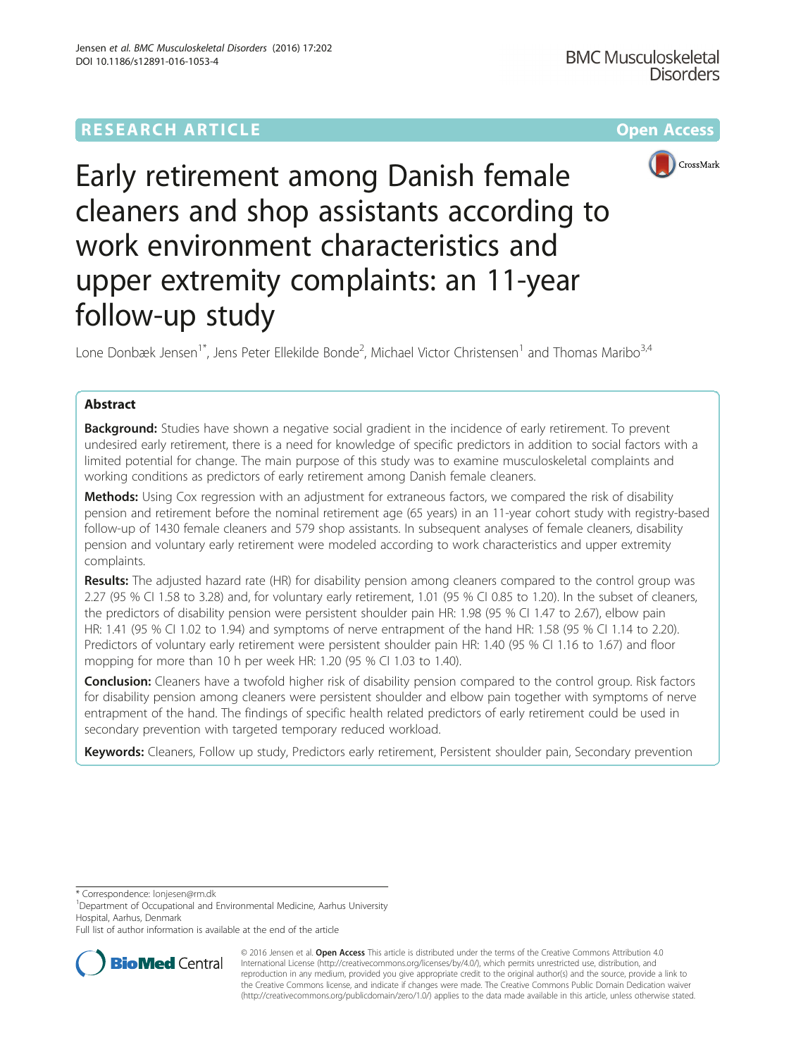RESEARCH ARTICLE

Open Access

# Early retirement among Danish female cleaners and shop assistants according to work environment characteristics and upper extremity complaints: an 11-year follow-up study

Lone Donbæk Jensen[1*], Jens Peter Ellekilde Bonde[2], Michael Victor Christensen[1] and Thomas Maribo[3,4]

## Abstract

**Background:** Studies have shown a negative social gradient in the incidence of early retirement. To prevent undesired early retirement, there is a need for knowledge of specific predictors in addition to social factors with a limited potential for change. The main purpose of this study was to examine musculoskeletal complaints and working conditions as predictors of early retirement among Danish female cleaners.

**Methods:** Using Cox regression with an adjustment for extraneous factors, we compared the risk of disability pension and retirement before the nominal retirement age (65 years) in an 11-year cohort study with registry-based follow-up of 1430 female cleaners and 579 shop assistants. In subsequent analyses of female cleaners, disability pension and voluntary early retirement were modeled according to work characteristics and upper extremity complaints.

**Results:** The adjusted hazard rate (HR) for disability pension among cleaners compared to the control group was 2.27 (95 % CI 1.58 to 3.28) and, for voluntary early retirement, 1.01 (95 % CI 0.85 to 1.20). In the subset of cleaners, the predictors of disability pension were persistent shoulder pain HR: 1.98 (95 % CI 1.47 to 2.67), elbow pain HR: 1.41 (95 % CI 1.02 to 1.94) and symptoms of nerve entrapment of the hand HR: 1.58 (95 % CI 1.14 to 2.20). Predictors of voluntary early retirement were persistent shoulder pain HR: 1.40 (95 % CI 1.16 to 1.67) and floor mopping for more than 10 h per week HR: 1.20 (95 % CI 1.03 to 1.40).

**Conclusion:** Cleaners have a twofold higher risk of disability pension compared to the control group. Risk factors for disability pension among cleaners were persistent shoulder and elbow pain together with symptoms of nerve entrapment of the hand. The findings of specific health related predictors of early retirement could be used in secondary prevention with targeted temporary reduced workload.

**Keywords:** Cleaners, Follow up study, Predictors early retirement, Persistent shoulder pain, Secondary prevention

\* Correspondence: lonjesen@rm.dk
[1]Department of Occupational and Environmental Medicine, Aarhus University Hospital, Aarhus, Denmark
Full list of author information is available at the end of the article

© 2016 Jensen et al. **Open Access** This article is distributed under the terms of the Creative Commons Attribution 4.0 International License (http://creativecommons.org/licenses/by/4.0/), which permits unrestricted use, distribution, and reproduction in any medium, provided you give appropriate credit to the original author(s) and the source, provide a link to the Creative Commons license, and indicate if changes were made. The Creative Commons Public Domain Dedication waiver (http://creativecommons.org/publicdomain/zero/1.0/) applies to the data made available in this article, unless otherwise stated.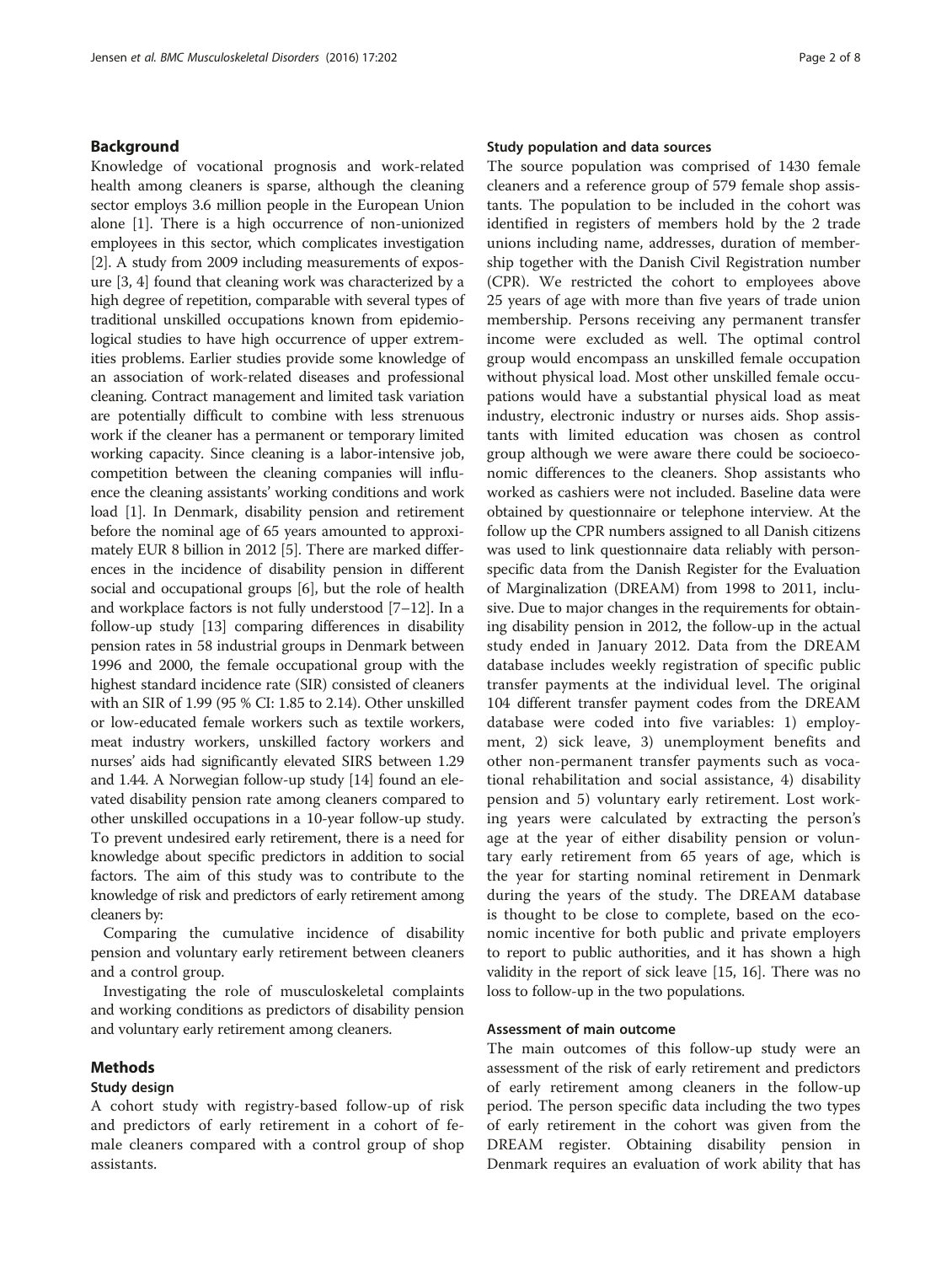## Background

Knowledge of vocational prognosis and work-related health among cleaners is sparse, although the cleaning sector employs 3.6 million people in the European Union alone [1]. There is a high occurrence of non-unionized employees in this sector, which complicates investigation [2]. A study from 2009 including measurements of exposure [3, 4] found that cleaning work was characterized by a high degree of repetition, comparable with several types of traditional unskilled occupations known from epidemiological studies to have high occurrence of upper extremities problems. Earlier studies provide some knowledge of an association of work-related diseases and professional cleaning. Contract management and limited task variation are potentially difficult to combine with less strenuous work if the cleaner has a permanent or temporary limited working capacity. Since cleaning is a labor-intensive job, competition between the cleaning companies will influence the cleaning assistants' working conditions and work load [1]. In Denmark, disability pension and retirement before the nominal age of 65 years amounted to approximately EUR 8 billion in 2012 [5]. There are marked differences in the incidence of disability pension in different social and occupational groups [6], but the role of health and workplace factors is not fully understood [7–12]. In a follow-up study [13] comparing differences in disability pension rates in 58 industrial groups in Denmark between 1996 and 2000, the female occupational group with the highest standard incidence rate (SIR) consisted of cleaners with an SIR of 1.99 (95 % CI: 1.85 to 2.14). Other unskilled or low-educated female workers such as textile workers, meat industry workers, unskilled factory workers and nurses' aids had significantly elevated SIRS between 1.29 and 1.44. A Norwegian follow-up study [14] found an elevated disability pension rate among cleaners compared to other unskilled occupations in a 10-year follow-up study. To prevent undesired early retirement, there is a need for knowledge about specific predictors in addition to social factors. The aim of this study was to contribute to the knowledge of risk and predictors of early retirement among cleaners by:

Comparing the cumulative incidence of disability pension and voluntary early retirement between cleaners and a control group.

Investigating the role of musculoskeletal complaints and working conditions as predictors of disability pension and voluntary early retirement among cleaners.

## Methods

### Study design

A cohort study with registry-based follow-up of risk and predictors of early retirement in a cohort of female cleaners compared with a control group of shop assistants.

### Study population and data sources

The source population was comprised of 1430 female cleaners and a reference group of 579 female shop assistants. The population to be included in the cohort was identified in registers of members hold by the 2 trade unions including name, addresses, duration of membership together with the Danish Civil Registration number (CPR). We restricted the cohort to employees above 25 years of age with more than five years of trade union membership. Persons receiving any permanent transfer income were excluded as well. The optimal control group would encompass an unskilled female occupation without physical load. Most other unskilled female occupations would have a substantial physical load as meat industry, electronic industry or nurses aids. Shop assistants with limited education was chosen as control group although we were aware there could be socioeconomic differences to the cleaners. Shop assistants who worked as cashiers were not included. Baseline data were obtained by questionnaire or telephone interview. At the follow up the CPR numbers assigned to all Danish citizens was used to link questionnaire data reliably with person-specific data from the Danish Register for the Evaluation of Marginalization (DREAM) from 1998 to 2011, inclusive. Due to major changes in the requirements for obtaining disability pension in 2012, the follow-up in the actual study ended in January 2012. Data from the DREAM database includes weekly registration of specific public transfer payments at the individual level. The original 104 different transfer payment codes from the DREAM database were coded into five variables: 1) employment, 2) sick leave, 3) unemployment benefits and other non-permanent transfer payments such as vocational rehabilitation and social assistance, 4) disability pension and 5) voluntary early retirement. Lost working years were calculated by extracting the person's age at the year of either disability pension or voluntary early retirement from 65 years of age, which is the year for starting nominal retirement in Denmark during the years of the study. The DREAM database is thought to be close to complete, based on the economic incentive for both public and private employers to report to public authorities, and it has shown a high validity in the report of sick leave [15, 16]. There was no loss to follow-up in the two populations.

### Assessment of main outcome

The main outcomes of this follow-up study were an assessment of the risk of early retirement and predictors of early retirement among cleaners in the follow-up period. The person specific data including the two types of early retirement in the cohort was given from the DREAM register. Obtaining disability pension in Denmark requires an evaluation of work ability that has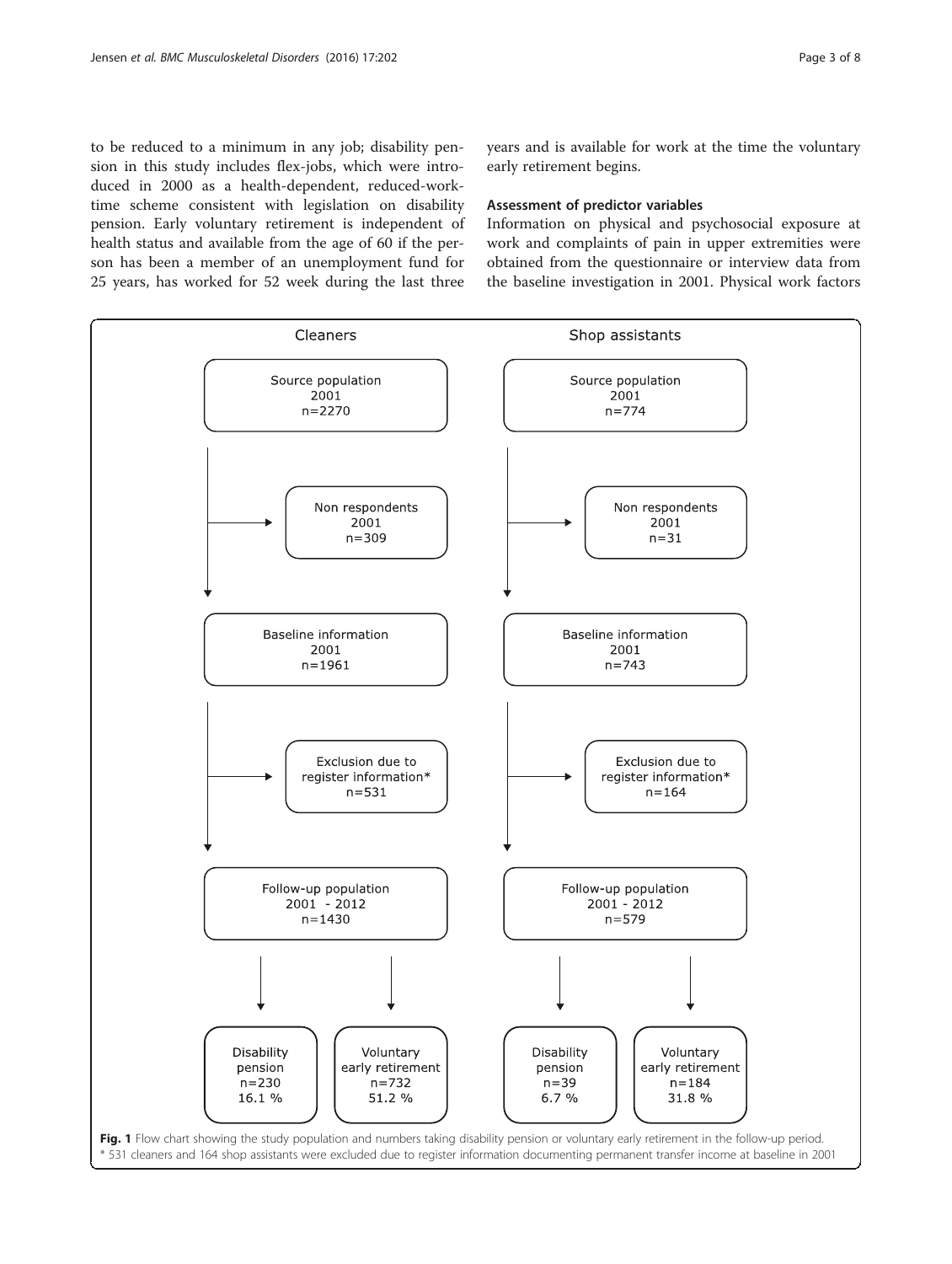to be reduced to a minimum in any job; disability pension in this study includes flex-jobs, which were introduced in 2000 as a health-dependent, reduced-work-time scheme consistent with legislation on disability pension. Early voluntary retirement is independent of health status and available from the age of 60 if the person has been a member of an unemployment fund for 25 years, has worked for 52 week during the last three years and is available for work at the time the voluntary early retirement begins.

### Assessment of predictor variables

Information on physical and psychosocial exposure at work and complaints of pain in upper extremities were obtained from the questionnaire or interview data from the baseline investigation in 2001. Physical work factors

| Cleaners | Shop assistants |
|---|---|
| Source population 2001 n=2270 | Source population 2001 n=774 |
| Non respondents 2001 n=309 | Non respondents 2001 n=31 |
| Baseline information 2001 n=1961 | Baseline information 2001 n=743 |
| Exclusion due to register information* n=531 | Exclusion due to register information* n=164 |
| Follow-up population 2001 - 2012 n=1430 | Follow-up population 2001 - 2012 n=579 |
| Disability pension n=230 16.1 %; Voluntary early retirement n=732 51.2 % | Disability pension n=39 6.7 %; Voluntary early retirement n=184 31.8 % |

**Fig. 1** Flow chart showing the study population and numbers taking disability pension or voluntary early retirement in the follow-up period.
* 531 cleaners and 164 shop assistants were excluded due to register information documenting permanent transfer income at baseline in 2001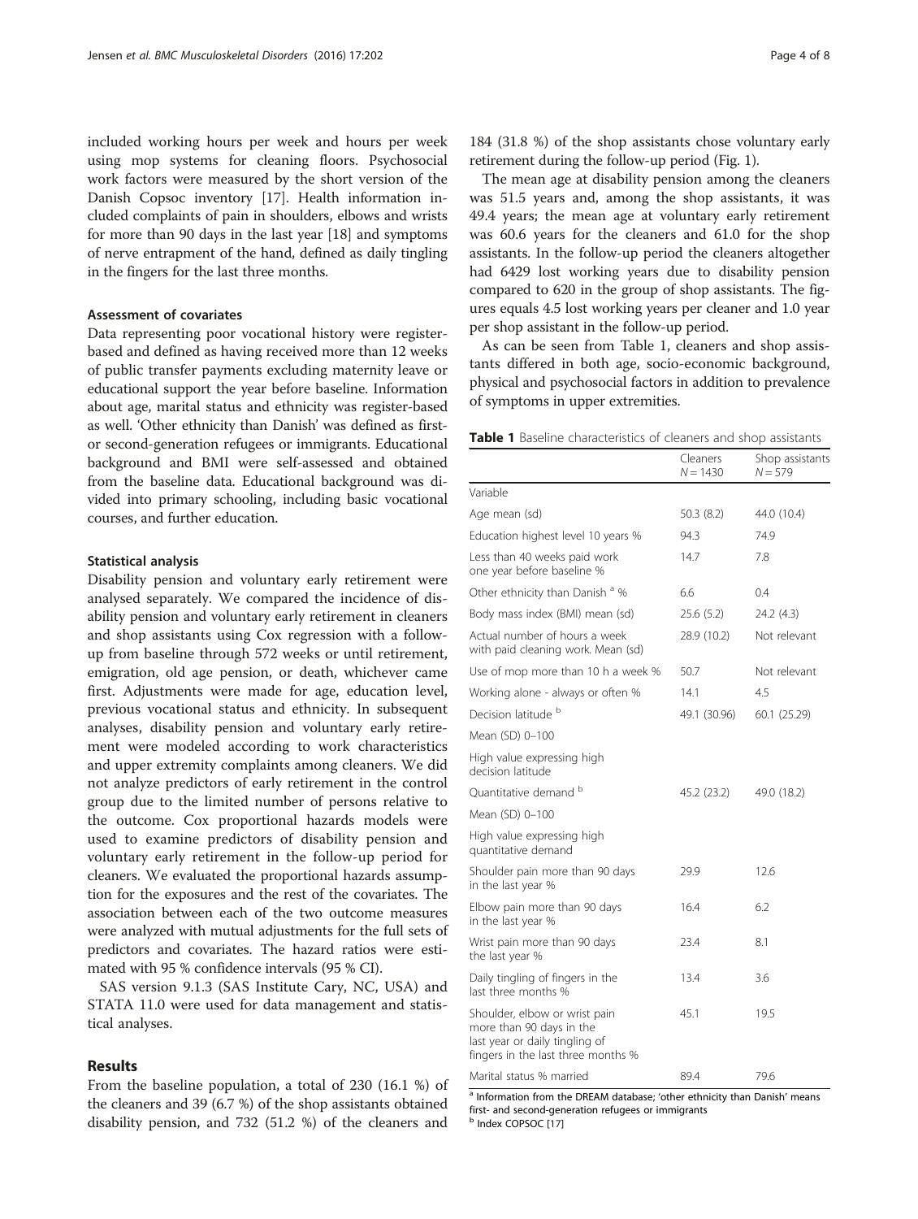included working hours per week and hours per week using mop systems for cleaning floors. Psychosocial work factors were measured by the short version of the Danish Copsoc inventory [17]. Health information included complaints of pain in shoulders, elbows and wrists for more than 90 days in the last year [18] and symptoms of nerve entrapment of the hand, defined as daily tingling in the fingers for the last three months.

### Assessment of covariates

Data representing poor vocational history were register-based and defined as having received more than 12 weeks of public transfer payments excluding maternity leave or educational support the year before baseline. Information about age, marital status and ethnicity was register-based as well. 'Other ethnicity than Danish' was defined as first- or second-generation refugees or immigrants. Educational background and BMI were self-assessed and obtained from the baseline data. Educational background was divided into primary schooling, including basic vocational courses, and further education.

### Statistical analysis

Disability pension and voluntary early retirement were analysed separately. We compared the incidence of disability pension and voluntary early retirement in cleaners and shop assistants using Cox regression with a follow-up from baseline through 572 weeks or until retirement, emigration, old age pension, or death, whichever came first. Adjustments were made for age, education level, previous vocational status and ethnicity. In subsequent analyses, disability pension and voluntary early retirement were modeled according to work characteristics and upper extremity complaints among cleaners. We did not analyze predictors of early retirement in the control group due to the limited number of persons relative to the outcome. Cox proportional hazards models were used to examine predictors of disability pension and voluntary early retirement in the follow-up period for cleaners. We evaluated the proportional hazards assumption for the exposures and the rest of the covariates. The association between each of the two outcome measures were analyzed with mutual adjustments for the full sets of predictors and covariates. The hazard ratios were estimated with 95 % confidence intervals (95 % CI).

SAS version 9.1.3 (SAS Institute Cary, NC, USA) and STATA 11.0 were used for data management and statistical analyses.

## Results

From the baseline population, a total of 230 (16.1 %) of the cleaners and 39 (6.7 %) of the shop assistants obtained disability pension, and 732 (51.2 %) of the cleaners and 184 (31.8 %) of the shop assistants chose voluntary early retirement during the follow-up period (Fig. 1).

The mean age at disability pension among the cleaners was 51.5 years and, among the shop assistants, it was 49.4 years; the mean age at voluntary early retirement was 60.6 years for the cleaners and 61.0 for the shop assistants. In the follow-up period the cleaners altogether had 6429 lost working years due to disability pension compared to 620 in the group of shop assistants. The figures equals 4.5 lost working years per cleaner and 1.0 year per shop assistant in the follow-up period.

As can be seen from Table 1, cleaners and shop assistants differed in both age, socio-economic background, physical and psychosocial factors in addition to prevalence of symptoms in upper extremities.

**Table 1** Baseline characteristics of cleaners and shop assistants

| | Cleaners $N = 1430$ | Shop assistants $N = 579$ |
|---|---|---|
| Variable | | |
| Age mean (sd) | 50.3 (8.2) | 44.0 (10.4) |
| Education highest level 10 years % | 94.3 | 74.9 |
| Less than 40 weeks paid work one year before baseline % | 14.7 | 7.8 |
| Other ethnicity than Danish [a] % | 6.6 | 0.4 |
| Body mass index (BMI) mean (sd) | 25.6 (5.2) | 24.2 (4.3) |
| Actual number of hours a week with paid cleaning work. Mean (sd) | 28.9 (10.2) | Not relevant |
| Use of mop more than 10 h a week % | 50.7 | Not relevant |
| Working alone - always or often % | 14.1 | 4.5 |
| Decision latitude [b] | 49.1 (30.96) | 60.1 (25.29) |
| Mean (SD) 0–100 | | |
| High value expressing high decision latitude | | |
| Quantitative demand [b] | 45.2 (23.2) | 49.0 (18.2) |
| Mean (SD) 0–100 | | |
| High value expressing high quantitative demand | | |
| Shoulder pain more than 90 days in the last year % | 29.9 | 12.6 |
| Elbow pain more than 90 days in the last year % | 16.4 | 6.2 |
| Wrist pain more than 90 days the last year % | 23.4 | 8.1 |
| Daily tingling of fingers in the last three months % | 13.4 | 3.6 |
| Shoulder, elbow or wrist pain more than 90 days in the last year or daily tingling of fingers in the last three months % | 45.1 | 19.5 |
| Marital status % married | 89.4 | 79.6 |

[a] Information from the DREAM database; 'other ethnicity than Danish' means first- and second-generation refugees or immigrants

[b] Index COPSOC [17]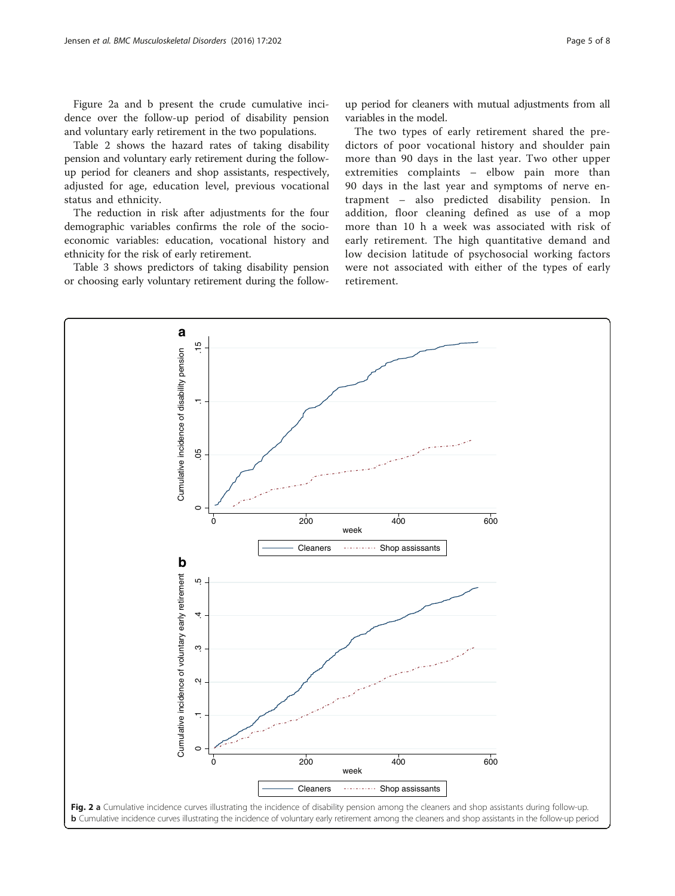Figure 2a and b present the crude cumulative incidence over the follow-up period of disability pension and voluntary early retirement in the two populations.

Table 2 shows the hazard rates of taking disability pension and voluntary early retirement during the follow-up period for cleaners and shop assistants, respectively, adjusted for age, education level, previous vocational status and ethnicity.

The reduction in risk after adjustments for the four demographic variables confirms the role of the socio-economic variables: education, vocational history and ethnicity for the risk of early retirement.

Table 3 shows predictors of taking disability pension or choosing early voluntary retirement during the follow-up period for cleaners with mutual adjustments from all variables in the model.

The two types of early retirement shared the predictors of poor vocational history and shoulder pain more than 90 days in the last year. Two other upper extremities complaints – elbow pain more than 90 days in the last year and symptoms of nerve entrapment – also predicted disability pension. In addition, floor cleaning defined as use of a mop more than 10 h a week was associated with risk of early retirement. The high quantitative demand and low decision latitude of psychosocial working factors were not associated with either of the types of early retirement.

**Fig. 2 a** Cumulative incidence curves illustrating the incidence of disability pension among the cleaners and shop assistants during follow-up. **b** Cumulative incidence curves illustrating the incidence of voluntary early retirement among the cleaners and shop assistants in the follow-up period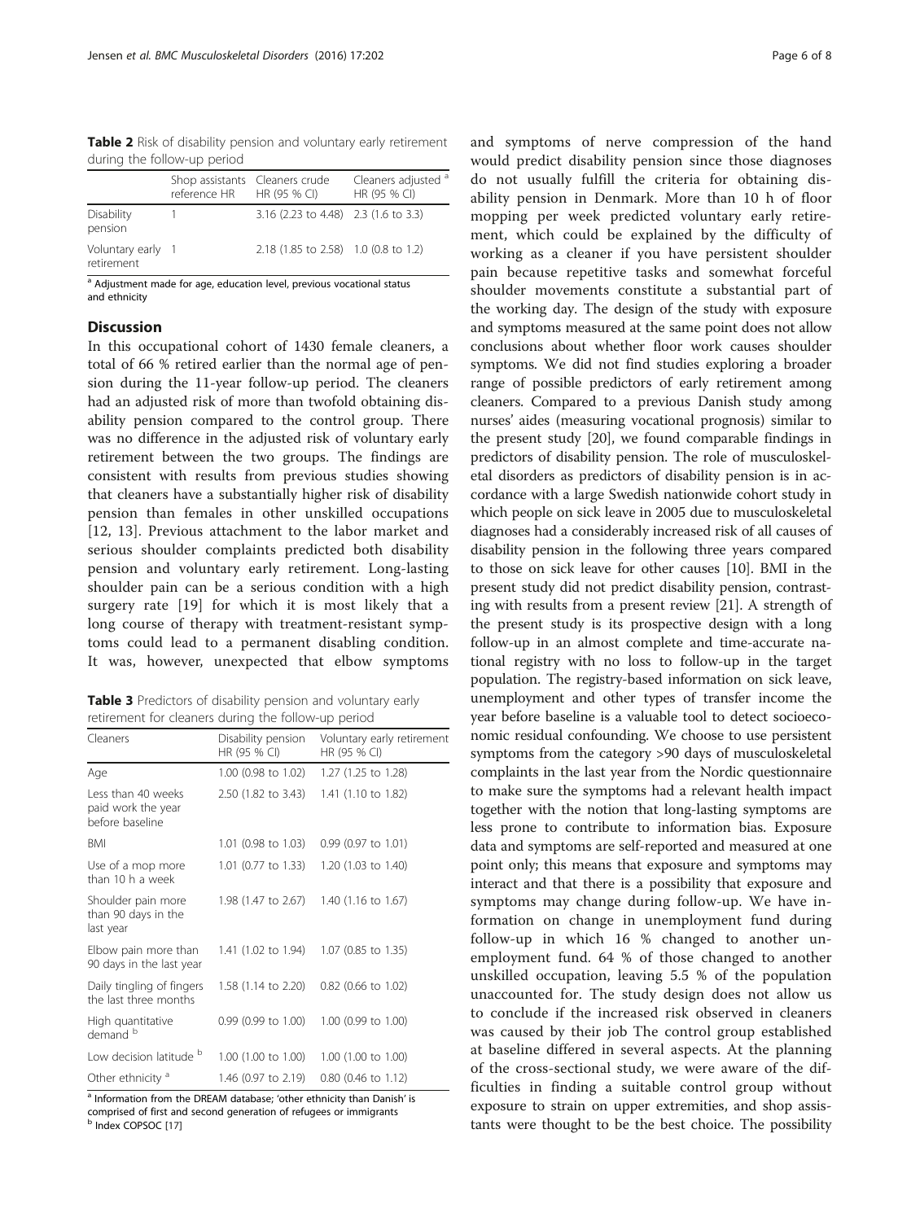**Table 2** Risk of disability pension and voluntary early retirement during the follow-up period

| | Shop assistants reference HR | Cleaners crude HR (95 % CI) | Cleaners adjusted [a] HR (95 % CI) |
|---|---|---|---|
| Disability pension | 1 | 3.16 (2.23 to 4.48) | 2.3 (1.6 to 3.3) |
| Voluntary early retirement | 1 | 2.18 (1.85 to 2.58) | 1.0 (0.8 to 1.2) |

[a] Adjustment made for age, education level, previous vocational status and ethnicity

## Discussion

In this occupational cohort of 1430 female cleaners, a total of 66 % retired earlier than the normal age of pension during the 11-year follow-up period. The cleaners had an adjusted risk of more than twofold obtaining disability pension compared to the control group. There was no difference in the adjusted risk of voluntary early retirement between the two groups. The findings are consistent with results from previous studies showing that cleaners have a substantially higher risk of disability pension than females in other unskilled occupations [12, 13]. Previous attachment to the labor market and serious shoulder complaints predicted both disability pension and voluntary early retirement. Long-lasting shoulder pain can be a serious condition with a high surgery rate [19] for which it is most likely that a long course of therapy with treatment-resistant symptoms could lead to a permanent disabling condition. It was, however, unexpected that elbow symptoms and symptoms of nerve compression of the hand would predict disability pension since those diagnoses do not usually fulfill the criteria for obtaining disability pension in Denmark. More than 10 h of floor mopping per week predicted voluntary early retirement, which could be explained by the difficulty of working as a cleaner if you have persistent shoulder pain because repetitive tasks and somewhat forceful shoulder movements constitute a substantial part of the working day. The design of the study with exposure and symptoms measured at the same point does not allow conclusions about whether floor work causes shoulder symptoms. We did not find studies exploring a broader range of possible predictors of early retirement among cleaners. Compared to a previous Danish study among nurses' aides (measuring vocational prognosis) similar to the present study [20], we found comparable findings in predictors of disability pension. The role of musculoskeletal disorders as predictors of disability pension is in accordance with a large Swedish nationwide cohort study in which people on sick leave in 2005 due to musculoskeletal diagnoses had a considerably increased risk of all causes of disability pension in the following three years compared to those on sick leave for other causes [10]. BMI in the present study did not predict disability pension, contrasting with results from a present review [21]. A strength of the present study is its prospective design with a long follow-up in an almost complete and time-accurate national registry with no loss to follow-up in the target population. The registry-based information on sick leave, unemployment and other types of transfer income the year before baseline is a valuable tool to detect socioeconomic residual confounding. We choose to use persistent symptoms from the category >90 days of musculoskeletal complaints in the last year from the Nordic questionnaire to make sure the symptoms had a relevant health impact together with the notion that long-lasting symptoms are less prone to contribute to information bias. Exposure data and symptoms are self-reported and measured at one point only; this means that exposure and symptoms may interact and that there is a possibility that exposure and symptoms may change during follow-up. We have information on change in unemployment fund during follow-up in which 16 % changed to another unemployment fund. 64 % of those changed to another unskilled occupation, leaving 5.5 % of the population unaccounted for. The study design does not allow us to conclude if the increased risk observed in cleaners was caused by their job The control group established at baseline differed in several aspects. At the planning of the cross-sectional study, we were aware of the difficulties in finding a suitable control group without exposure to strain on upper extremities, and shop assistants were thought to be the best choice. The possibility

**Table 3** Predictors of disability pension and voluntary early retirement for cleaners during the follow-up period

| Cleaners | Disability pension HR (95 % CI) | Voluntary early retirement HR (95 % CI) |
|---|---|---|
| Age | 1.00 (0.98 to 1.02) | 1.27 (1.25 to 1.28) |
| Less than 40 weeks paid work the year before baseline | 2.50 (1.82 to 3.43) | 1.41 (1.10 to 1.82) |
| BMI | 1.01 (0.98 to 1.03) | 0.99 (0.97 to 1.01) |
| Use of a mop more than 10 h a week | 1.01 (0.77 to 1.33) | 1.20 (1.03 to 1.40) |
| Shoulder pain more than 90 days in the last year | 1.98 (1.47 to 2.67) | 1.40 (1.16 to 1.67) |
| Elbow pain more than 90 days in the last year | 1.41 (1.02 to 1.94) | 1.07 (0.85 to 1.35) |
| Daily tingling of fingers the last three months | 1.58 (1.14 to 2.20) | 0.82 (0.66 to 1.02) |
| High quantitative demand [b] | 0.99 (0.99 to 1.00) | 1.00 (0.99 to 1.00) |
| Low decision latitude [b] | 1.00 (1.00 to 1.00) | 1.00 (1.00 to 1.00) |
| Other ethnicity [a] | 1.46 (0.97 to 2.19) | 0.80 (0.46 to 1.12) |

[a] Information from the DREAM database; 'other ethnicity than Danish' is comprised of first and second generation of refugees or immigrants
[b] Index COPSOC [17]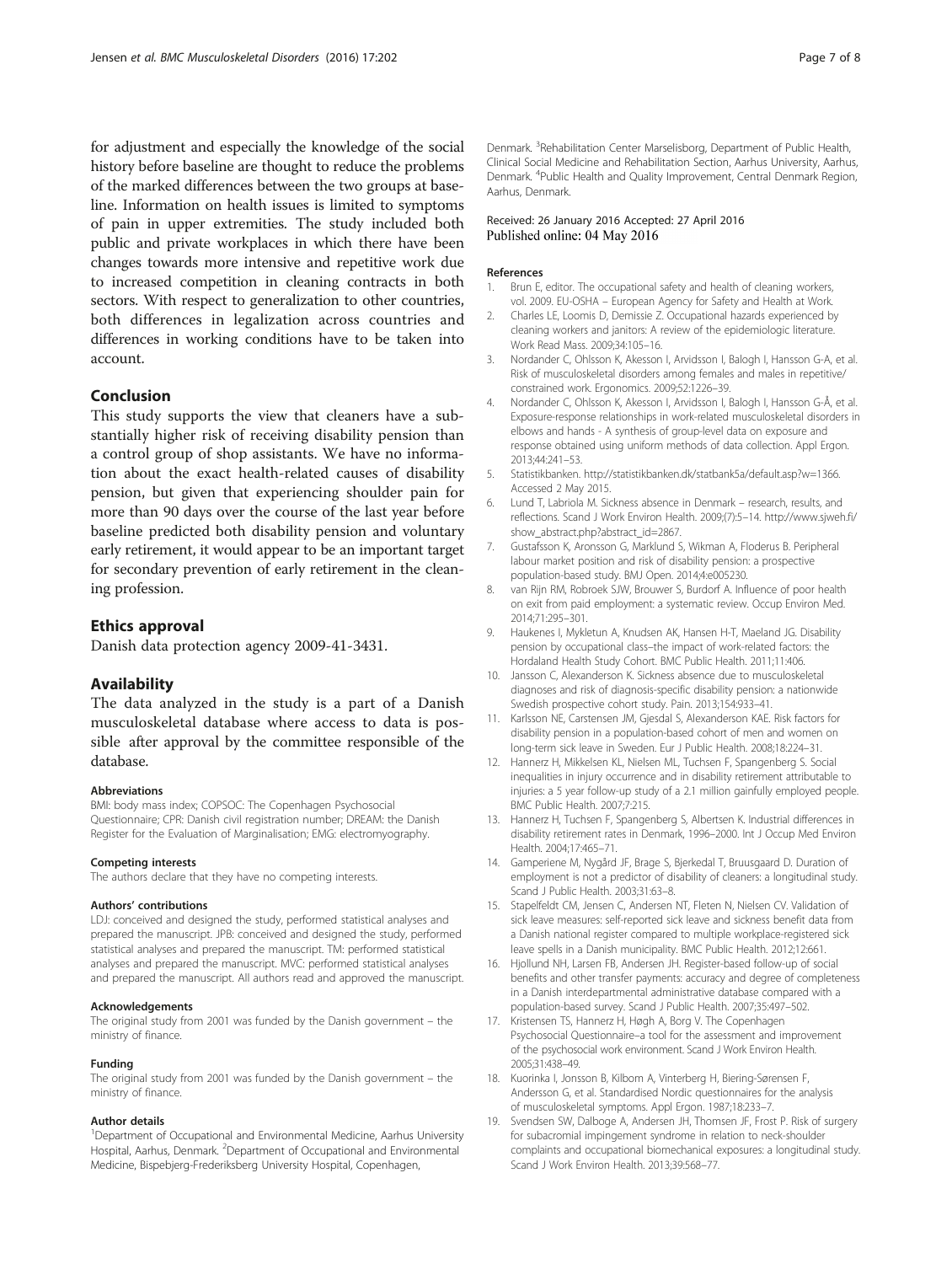for adjustment and especially the knowledge of the social history before baseline are thought to reduce the problems of the marked differences between the two groups at baseline. Information on health issues is limited to symptoms of pain in upper extremities. The study included both public and private workplaces in which there have been changes towards more intensive and repetitive work due to increased competition in cleaning contracts in both sectors. With respect to generalization to other countries, both differences in legalization across countries and differences in working conditions have to be taken into account.

## Conclusion

This study supports the view that cleaners have a substantially higher risk of receiving disability pension than a control group of shop assistants. We have no information about the exact health-related causes of disability pension, but given that experiencing shoulder pain for more than 90 days over the course of the last year before baseline predicted both disability pension and voluntary early retirement, it would appear to be an important target for secondary prevention of early retirement in the cleaning profession.

## Ethics approval

Danish data protection agency 2009-41-3431.

## Availability

The data analyzed in the study is a part of a Danish musculoskeletal database where access to data is possible after approval by the committee responsible of the database.

#### Abbreviations

BMI: body mass index; COPSOC: The Copenhagen Psychosocial Questionnaire; CPR: Danish civil registration number; DREAM: the Danish Register for the Evaluation of Marginalisation; EMG: electromyography.

#### Competing interests

The authors declare that they have no competing interests.

#### Authors' contributions

LDJ: conceived and designed the study, performed statistical analyses and prepared the manuscript. JPB: conceived and designed the study, performed statistical analyses and prepared the manuscript. TM: performed statistical analyses and prepared the manuscript. MVC: performed statistical analyses and prepared the manuscript. All authors read and approved the manuscript.

#### Acknowledgements

The original study from 2001 was funded by the Danish government – the ministry of finance.

#### Funding

The original study from 2001 was funded by the Danish government – the ministry of finance.

#### Author details

[1]Department of Occupational and Environmental Medicine, Aarhus University Hospital, Aarhus, Denmark. [2]Department of Occupational and Environmental Medicine, Bispebjerg-Frederiksberg University Hospital, Copenhagen, Denmark. [3]Rehabilitation Center Marselisborg, Department of Public Health, Clinical Social Medicine and Rehabilitation Section, Aarhus University, Aarhus, Denmark. [4]Public Health and Quality Improvement, Central Denmark Region, Aarhus, Denmark.

Received: 26 January 2016 Accepted: 27 April 2016
Published online: 04 May 2016

#### References

1. Brun E, editor. The occupational safety and health of cleaning workers, vol. 2009. EU-OSHA – European Agency for Safety and Health at Work.
2. Charles LE, Loomis D, Demissie Z. Occupational hazards experienced by cleaning workers and janitors: A review of the epidemiologic literature. Work Read Mass. 2009;34:105–16.
3. Nordander C, Ohlsson K, Akesson I, Arvidsson I, Balogh I, Hansson G-A, et al. Risk of musculoskeletal disorders among females and males in repetitive/constrained work. Ergonomics. 2009;52:1226–39.
4. Nordander C, Ohlsson K, Akesson I, Arvidsson I, Balogh I, Hansson G-Å, et al. Exposure-response relationships in work-related musculoskeletal disorders in elbows and hands - A synthesis of group-level data on exposure and response obtained using uniform methods of data collection. Appl Ergon. 2013;44:241–53.
5. Statistikbanken. http://statistikbanken.dk/statbank5a/default.asp?w=1366. Accessed 2 May 2015.
6. Lund T, Labriola M. Sickness absence in Denmark – research, results, and reflections. Scand J Work Environ Health. 2009;(7):5–14. http://www.sjweh.fi/show_abstract.php?abstract_id=2867.
7. Gustafsson K, Aronsson G, Marklund S, Wikman A, Floderus B. Peripheral labour market position and risk of disability pension: a prospective population-based study. BMJ Open. 2014;4:e005230.
8. van Rijn RM, Robroek SJW, Brouwer S, Burdorf A. Influence of poor health on exit from paid employment: a systematic review. Occup Environ Med. 2014;71:295–301.
9. Haukenes I, Mykletun A, Knudsen AK, Hansen H-T, Maeland JG. Disability pension by occupational class–the impact of work-related factors: the Hordaland Health Study Cohort. BMC Public Health. 2011;11:406.
10. Jansson C, Alexanderson K. Sickness absence due to musculoskeletal diagnoses and risk of diagnosis-specific disability pension: a nationwide Swedish prospective cohort study. Pain. 2013;154:933–41.
11. Karlsson NE, Carstensen JM, Gjesdal S, Alexanderson KAE. Risk factors for disability pension in a population-based cohort of men and women on long-term sick leave in Sweden. Eur J Public Health. 2008;18:224–31.
12. Hannerz H, Mikkelsen KL, Nielsen ML, Tuchsen F, Spangenberg S. Social inequalities in injury occurrence and in disability retirement attributable to injuries: a 5 year follow-up study of a 2.1 million gainfully employed people. BMC Public Health. 2007;7:215.
13. Hannerz H, Tuchsen F, Spangenberg S, Albertsen K. Industrial differences in disability retirement rates in Denmark, 1996–2000. Int J Occup Med Environ Health. 2004;17:465–71.
14. Gamperiene M, Nygård JF, Brage S, Bjerkedal T, Bruusgaard D. Duration of employment is not a predictor of disability of cleaners: a longitudinal study. Scand J Public Health. 2003;31:63–8.
15. Stapelfeldt CM, Jensen C, Andersen NT, Fleten N, Nielsen CV. Validation of sick leave measures: self-reported sick leave and sickness benefit data from a Danish national register compared to multiple workplace-registered sick leave spells in a Danish municipality. BMC Public Health. 2012;12:661.
16. Hjollund NH, Larsen FB, Andersen JH. Register-based follow-up of social benefits and other transfer payments: accuracy and degree of completeness in a Danish interdepartmental administrative database compared with a population-based survey. Scand J Public Health. 2007;35:497–502.
17. Kristensen TS, Hannerz H, Høgh A, Borg V. The Copenhagen Psychosocial Questionnaire–a tool for the assessment and improvement of the psychosocial work environment. Scand J Work Environ Health. 2005;31:438–49.
18. Kuorinka I, Jonsson B, Kilbom A, Vinterberg H, Biering-Sørensen F, Andersson G, et al. Standardised Nordic questionnaires for the analysis of musculoskeletal symptoms. Appl Ergon. 1987;18:233–7.
19. Svendsen SW, Dalboge A, Andersen JH, Thomsen JF, Frost P. Risk of surgery for subacromial impingement syndrome in relation to neck-shoulder complaints and occupational biomechanical exposures: a longitudinal study. Scand J Work Environ Health. 2013;39:568–77.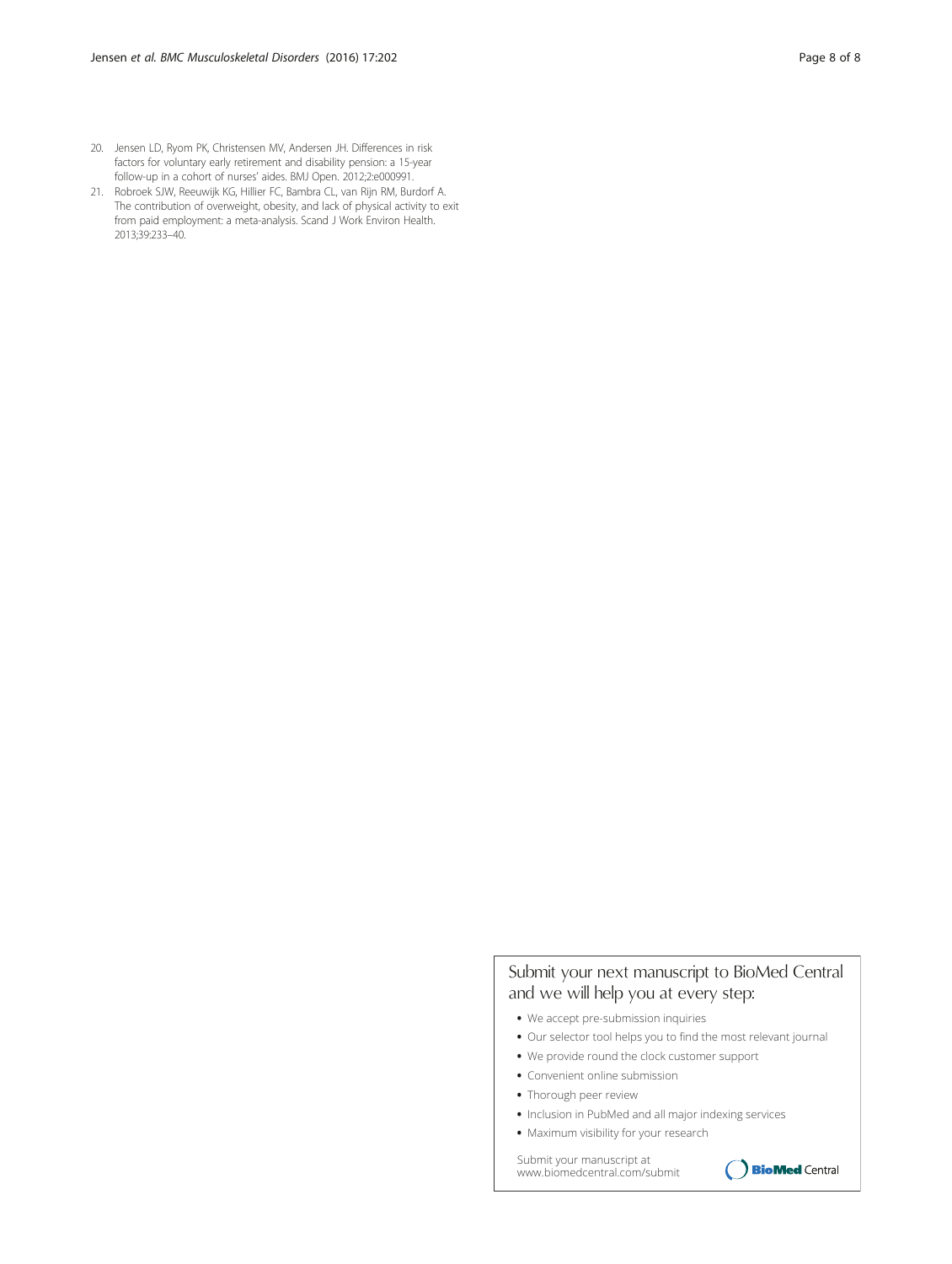20. Jensen LD, Ryom PK, Christensen MV, Andersen JH. Differences in risk factors for voluntary early retirement and disability pension: a 15-year follow-up in a cohort of nurses' aides. BMJ Open. 2012;2:e000991.
21. Robroek SJW, Reeuwijk KG, Hillier FC, Bambra CL, van Rijn RM, Burdorf A. The contribution of overweight, obesity, and lack of physical activity to exit from paid employment: a meta-analysis. Scand J Work Environ Health. 2013;39:233–40.

Submit your next manuscript to BioMed Central and we will help you at every step:

- We accept pre-submission inquiries
- Our selector tool helps you to find the most relevant journal
- We provide round the clock customer support
- Convenient online submission
- Thorough peer review
- Inclusion in PubMed and all major indexing services
- Maximum visibility for your research

Submit your manuscript at www.biomedcentral.com/submit

BioMed Central